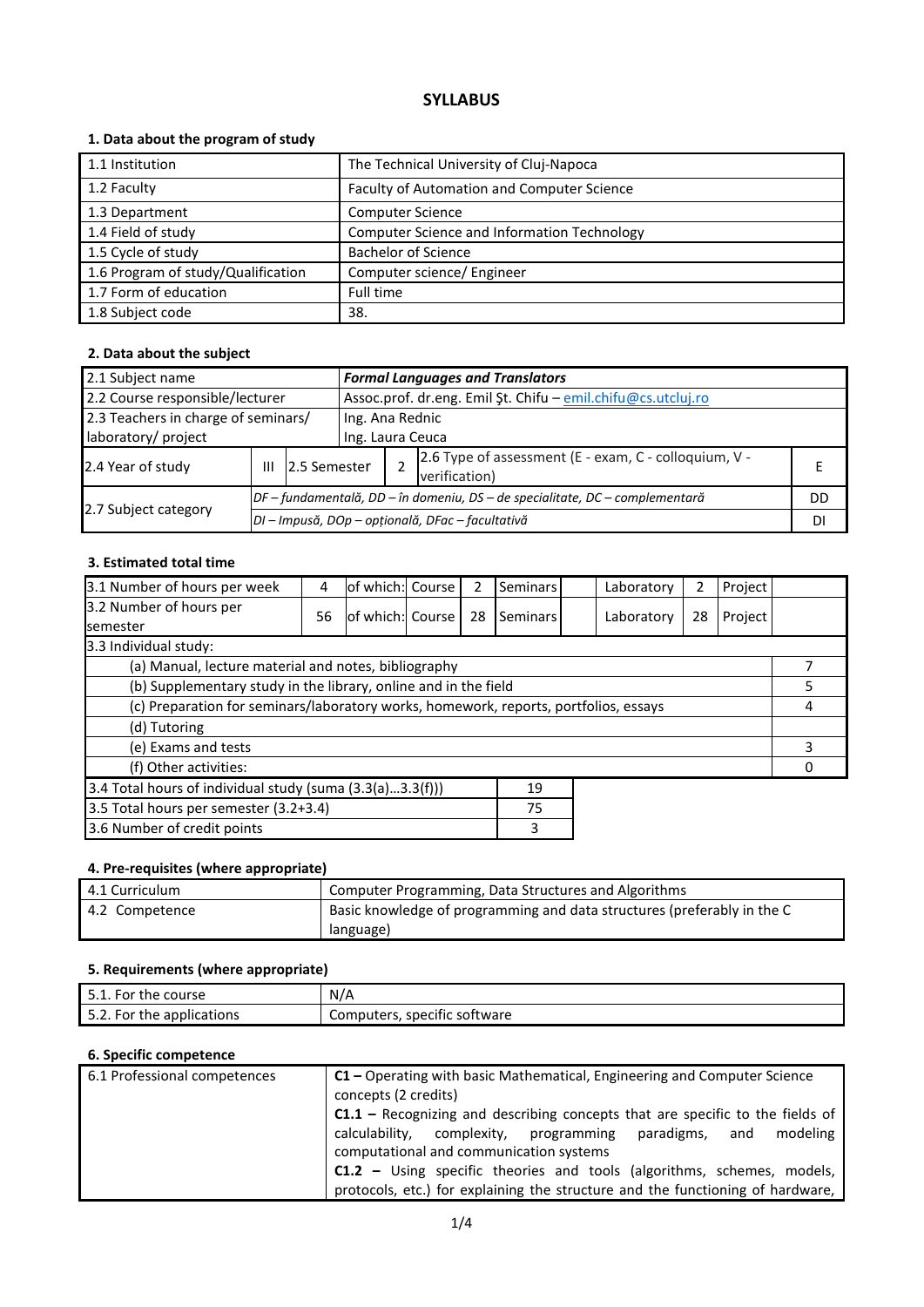# SYLLABUS

## 1. Data about the program of study

| | |
|---|---|
| 1.1 Institution | The Technical University of Cluj-Napoca |
| 1.2 Faculty | Faculty of Automation and Computer Science |
| 1.3 Department | Computer Science |
| 1.4 Field of study | Computer Science and Information Technology |
| 1.5 Cycle of study | Bachelor of Science |
| 1.6 Program of study/Qualification | Computer science/ Engineer |
| 1.7 Form of education | Full time |
| 1.8 Subject code | 38. |

## 2. Data about the subject

| | | | | | |
|---|---|---|---|---|---|
| 2.1 Subject name | ***Formal Languages and Translators*** | | | | |
| 2.2 Course responsible/lecturer | Assoc.prof. dr.eng. Emil Şt. Chifu – emil.chifu@cs.utcluj.ro | | | | |
| 2.3 Teachers in charge of seminars/ laboratory/ project | Ing. Ana Rednic<br>Ing. Laura Ceuca | | | | |
| 2.4 Year of study | III | 2.5 Semester | 2 | 2.6 Type of assessment (E - exam, C - colloquium, V - verification) | E |
| 2.7 Subject category | *DF – fundamentală, DD – în domeniu, DS – de specialitate, DC – complementară* | | | | DD |
| | *DI – Impusă, DOp – opțională, DFac – facultativă* | | | | DI |

## 3. Estimated total time

| | | | | | | | | | | |
|---|---|---|---|---|---|---|---|---|---|---|
| 3.1 Number of hours per week | 4 | of which: | Course | 2 | Seminars | | Laboratory | 2 | Project | |
| 3.2 Number of hours per semester | 56 | of which: | Course | 28 | Seminars | | Laboratory | 28 | Project | |

| 3.3 Individual study: | |
|---|---|
| (a) Manual, lecture material and notes, bibliography | 7 |
| (b) Supplementary study in the library, online and in the field | 5 |
| (c) Preparation for seminars/laboratory works, homework, reports, portfolios, essays | 4 |
| (d) Tutoring | |
| (e) Exams and tests | 3 |
| (f) Other activities: | 0 |

| | |
|---|---|
| 3.4 Total hours of individual study (suma (3.3(a)...3.3(f))) | 19 |
| 3.5 Total hours per semester (3.2+3.4) | 75 |
| 3.6 Number of credit points | 3 |

## 4. Pre-requisites (where appropriate)

| | |
|---|---|
| 4.1 Curriculum | Computer Programming, Data Structures and Algorithms |
| 4.2 Competence | Basic knowledge of programming and data structures (preferably in the C language) |

## 5. Requirements (where appropriate)

| | |
|---|---|
| 5.1. For the course | N/A |
| 5.2. For the applications | Computers, specific software |

## 6. Specific competence

| | |
|---|---|
| 6.1 Professional competences | **C1 –** Operating with basic Mathematical, Engineering and Computer Science concepts (2 credits)<br>**C1.1 –** Recognizing and describing concepts that are specific to the fields of calculability, complexity, programming paradigms, and modeling computational and communication systems<br>**C1.2 –** Using specific theories and tools (algorithms, schemes, models, protocols, etc.) for explaining the structure and the functioning of hardware, |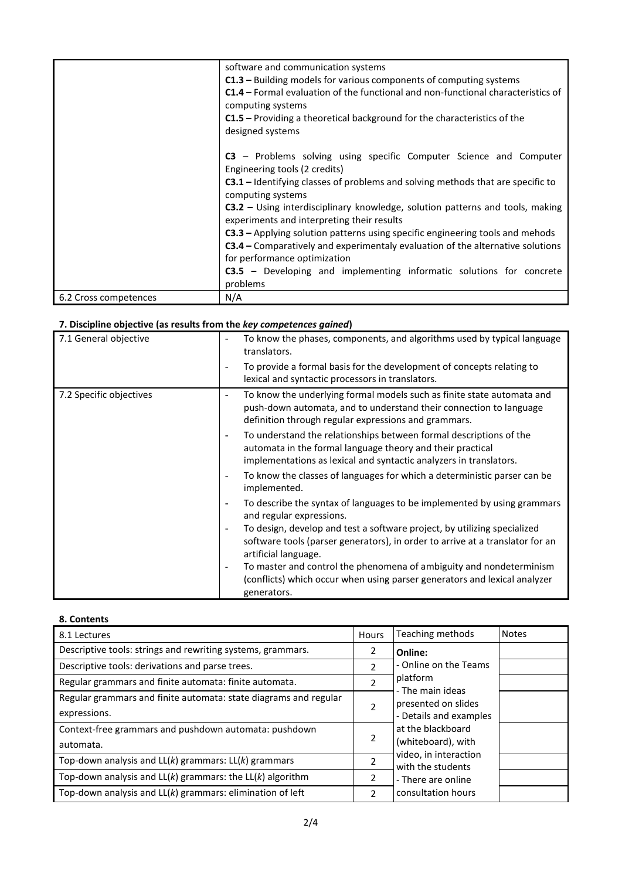| | |
|---|---|
| | software and communication systems<br>**C1.3 –** Building models for various components of computing systems<br>**C1.4 –** Formal evaluation of the functional and non-functional characteristics of computing systems<br>**C1.5 –** Providing a theoretical background for the characteristics of the designed systems<br><br>**C3** – Problems solving using specific Computer Science and Computer Engineering tools (2 credits)<br>**C3.1 –** Identifying classes of problems and solving methods that are specific to computing systems<br>**C3.2 –** Using interdisciplinary knowledge, solution patterns and tools, making experiments and interpreting their results<br>**C3.3 –** Applying solution patterns using specific engineering tools and mehods<br>**C3.4 –** Comparatively and experimentaly evaluation of the alternative solutions for performance optimization<br>**C3.5 –** Developing and implementing informatic solutions for concrete problems |
| 6.2 Cross competences | N/A |

### 7. Discipline objective (as results from the *key competences gained*)

| | |
|---|---|
| 7.1 General objective | - To know the phases, components, and algorithms used by typical language translators.<br>- To provide a formal basis for the development of concepts relating to lexical and syntactic processors in translators. |
| 7.2 Specific objectives | - To know the underlying formal models such as finite state automata and push-down automata, and to understand their connection to language definition through regular expressions and grammars.<br>- To understand the relationships between formal descriptions of the automata in the formal language theory and their practical implementations as lexical and syntactic analyzers in translators.<br>- To know the classes of languages for which a deterministic parser can be implemented.<br>- To describe the syntax of languages to be implemented by using grammars and regular expressions.<br>- To design, develop and test a software project, by utilizing specialized software tools (parser generators), in order to arrive at a translator for an artificial language.<br>- To master and control the phenomena of ambiguity and nondeterminism (conflicts) which occur when using parser generators and lexical analyzer generators. |

### 8. Contents

| 8.1 Lectures | Hours | Teaching methods | Notes |
|---|---|---|---|
| Descriptive tools: strings and rewriting systems, grammars. | 2 | **Online:**<br>- Online on the Teams platform<br>- The main ideas presented on slides<br>- Details and examples at the blackboard (whiteboard), with video, in interaction with the students<br>- There are online consultation hours | |
| Descriptive tools: derivations and parse trees. | 2 | | |
| Regular grammars and finite automata: finite automata. | 2 | | |
| Regular grammars and finite automata: state diagrams and regular expressions. | 2 | | |
| Context-free grammars and pushdown automata: pushdown automata. | 2 | | |
| Top-down analysis and LL(*k*) grammars: LL(*k*) grammars | 2 | | |
| Top-down analysis and LL(*k*) grammars: the LL(*k*) algorithm | 2 | | |
| Top-down analysis and LL(*k*) grammars: elimination of left | 2 | | |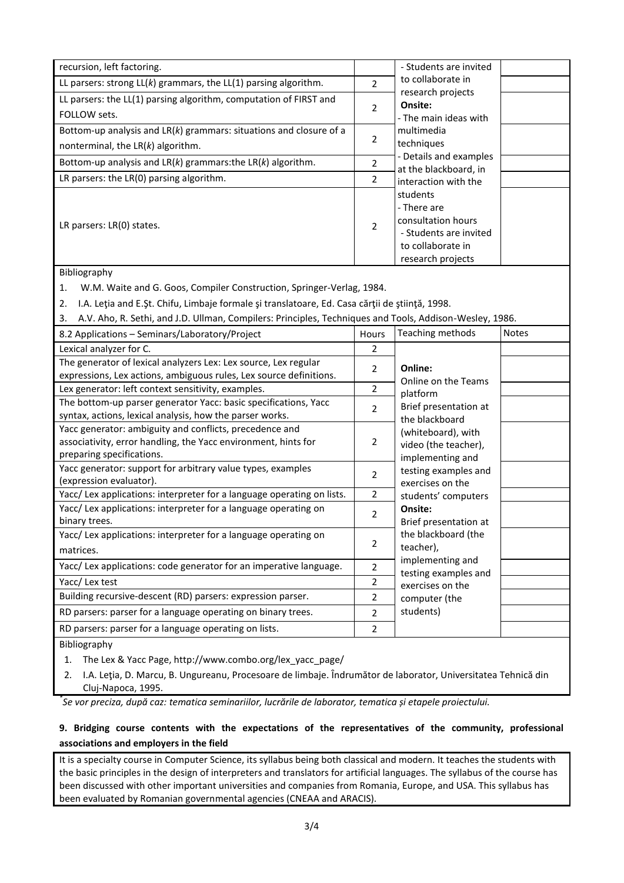| | | | |
|---|---|---|---|
| recursion, left factoring. | | - Students are invited to collaborate in research projects<br>**Onsite:**<br>- The main ideas with multimedia techniques<br>- Details and examples at the blackboard, in interaction with the students<br>- There are consultation hours<br>- Students are invited to collaborate in research projects | |
| LL parsers: strong LL(*k*) grammars, the LL(1) parsing algorithm. | 2 | | |
| LL parsers: the LL(1) parsing algorithm, computation of FIRST and FOLLOW sets. | 2 | | |
| Bottom-up analysis and LR(*k*) grammars: situations and closure of a nonterminal, the LR(*k*) algorithm. | 2 | | |
| Bottom-up analysis and LR(*k*) grammars:the LR(*k*) algorithm. | 2 | | |
| LR parsers: the LR(0) parsing algorithm. | 2 | | |
| LR parsers: LR(0) states. | 2 | | |

Bibliography

1. W.M. Waite and G. Goos, Compiler Construction, Springer-Verlag, 1984.
2. I.A. Leţia and E.Şt. Chifu, Limbaje formale şi translatoare, Ed. Casa cărţii de ştiinţă, 1998.
3. A.V. Aho, R. Sethi, and J.D. Ullman, Compilers: Principles, Techniques and Tools, Addison-Wesley, 1986.

| 8.2 Applications – Seminars/Laboratory/Project | Hours | Teaching methods | Notes |
|---|---|---|---|
| Lexical analyzer for C. | 2 | **Online:**<br>Online on the Teams platform<br>Brief presentation at the blackboard (whiteboard), with video (the teacher), implementing and testing examples and exercises on the students' computers<br>**Onsite:**<br>Brief presentation at the blackboard (the teacher), implementing and testing examples and exercises on the computer (the students) | |
| The generator of lexical analyzers Lex: Lex source, Lex regular expressions, Lex actions, ambiguous rules, Lex source definitions. | 2 | | |
| Lex generator: left context sensitivity, examples. | 2 | | |
| The bottom-up parser generator Yacc: basic specifications, Yacc syntax, actions, lexical analysis, how the parser works. | 2 | | |
| Yacc generator: ambiguity and conflicts, precedence and associativity, error handling, the Yacc environment, hints for preparing specifications. | 2 | | |
| Yacc generator: support for arbitrary value types, examples (expression evaluator). | 2 | | |
| Yacc/ Lex applications: interpreter for a language operating on lists. | 2 | | |
| Yacc/ Lex applications: interpreter for a language operating on binary trees. | 2 | | |
| Yacc/ Lex applications: interpreter for a language operating on matrices. | 2 | | |
| Yacc/ Lex applications: code generator for an imperative language. | 2 | | |
| Yacc/ Lex test | 2 | | |
| Building recursive-descent (RD) parsers: expression parser. | 2 | | |
| RD parsers: parser for a language operating on binary trees. | 2 | | |
| RD parsers: parser for a language operating on lists. | 2 | | |

Bibliography

1. The Lex & Yacc Page, http://www.combo.org/lex_yacc_page/
2. I.A. Leţia, D. Marcu, B. Ungureanu, Procesoare de limbaje. Îndrumător de laborator, Universitatea Tehnică din Cluj-Napoca, 1995.

*\*Se vor preciza, după caz: tematica seminariilor, lucrările de laborator, tematica și etapele proiectului.*

**9. Bridging course contents with the expectations of the representatives of the community, professional associations and employers in the field**

It is a specialty course in Computer Science, its syllabus being both classical and modern. It teaches the students with the basic principles in the design of interpreters and translators for artificial languages. The syllabus of the course has been discussed with other important universities and companies from Romania, Europe, and USA. This syllabus has been evaluated by Romanian governmental agencies (CNEAA and ARACIS).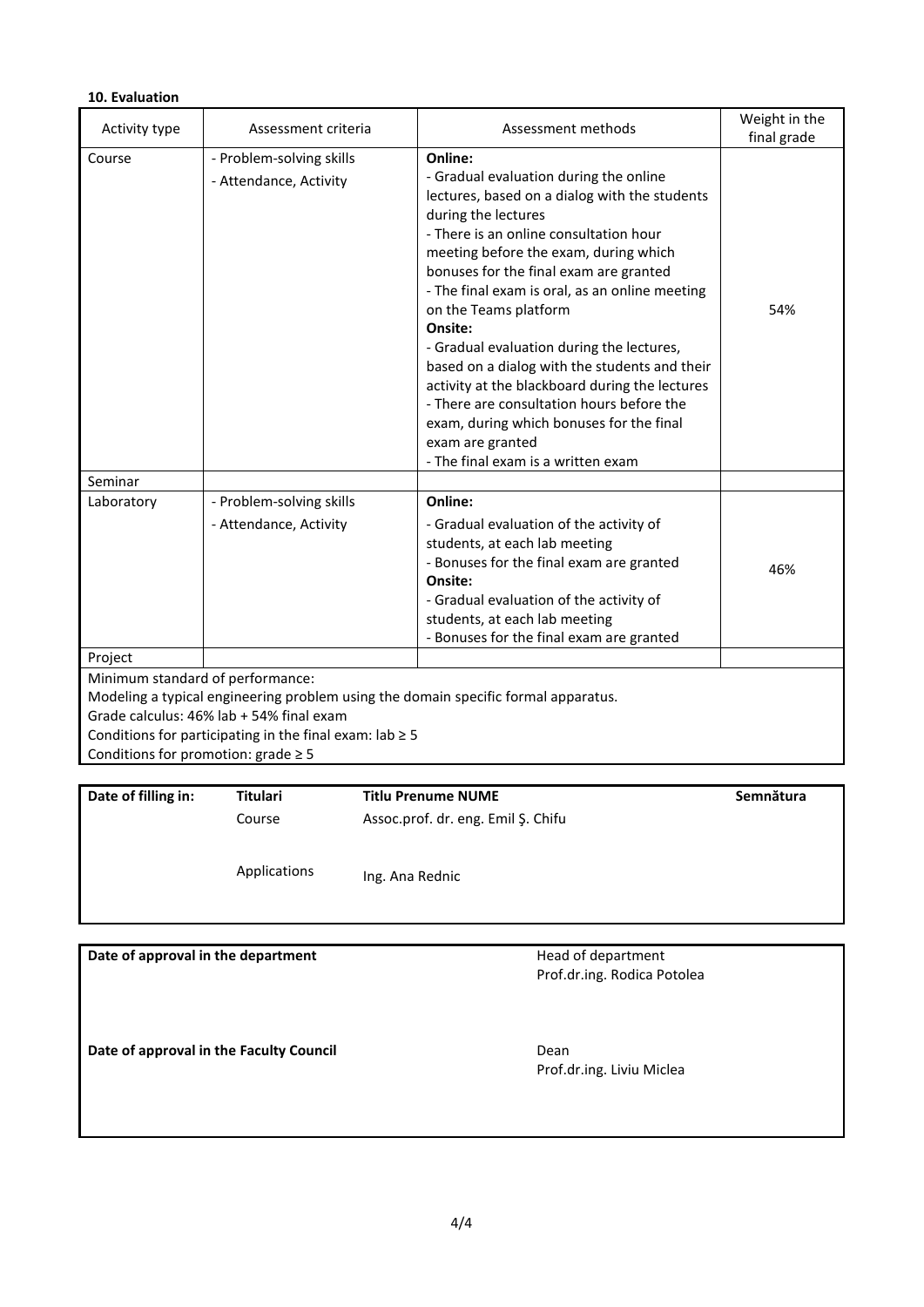**10. Evaluation**

| Activity type | Assessment criteria | Assessment methods | Weight in the final grade |
|---|---|---|---|
| Course | - Problem-solving skills<br>- Attendance, Activity | **Online:**<br>- Gradual evaluation during the online lectures, based on a dialog with the students during the lectures<br>- There is an online consultation hour meeting before the exam, during which bonuses for the final exam are granted<br>- The final exam is oral, as an online meeting on the Teams platform<br>**Onsite:**<br>- Gradual evaluation during the lectures, based on a dialog with the students and their activity at the blackboard during the lectures<br>- There are consultation hours before the exam, during which bonuses for the final exam are granted<br>- The final exam is a written exam | 54% |
| Seminar | | | |
| Laboratory | - Problem-solving skills<br>- Attendance, Activity | **Online:**<br>- Gradual evaluation of the activity of students, at each lab meeting<br>- Bonuses for the final exam are granted<br>**Onsite:**<br>- Gradual evaluation of the activity of students, at each lab meeting<br>- Bonuses for the final exam are granted | 46% |
| Project | | | |

Minimum standard of performance:
Modeling a typical engineering problem using the domain specific formal apparatus.
Grade calculus: 46% lab + 54% final exam
Conditions for participating in the final exam: lab ≥ 5
Conditions for promotion: grade ≥ 5

| Date of filling in: | Titulari | Titlu Prenume NUME | Semnătura |
|---|---|---|---|
| | Course | Assoc.prof. dr. eng. Emil Ş. Chifu | |
| | Applications | Ing. Ana Rednic | |

| | |
|---|---|
| **Date of approval in the department** | Head of department<br>Prof.dr.ing. Rodica Potolea |
| **Date of approval in the Faculty Council** | Dean<br>Prof.dr.ing. Liviu Miclea |